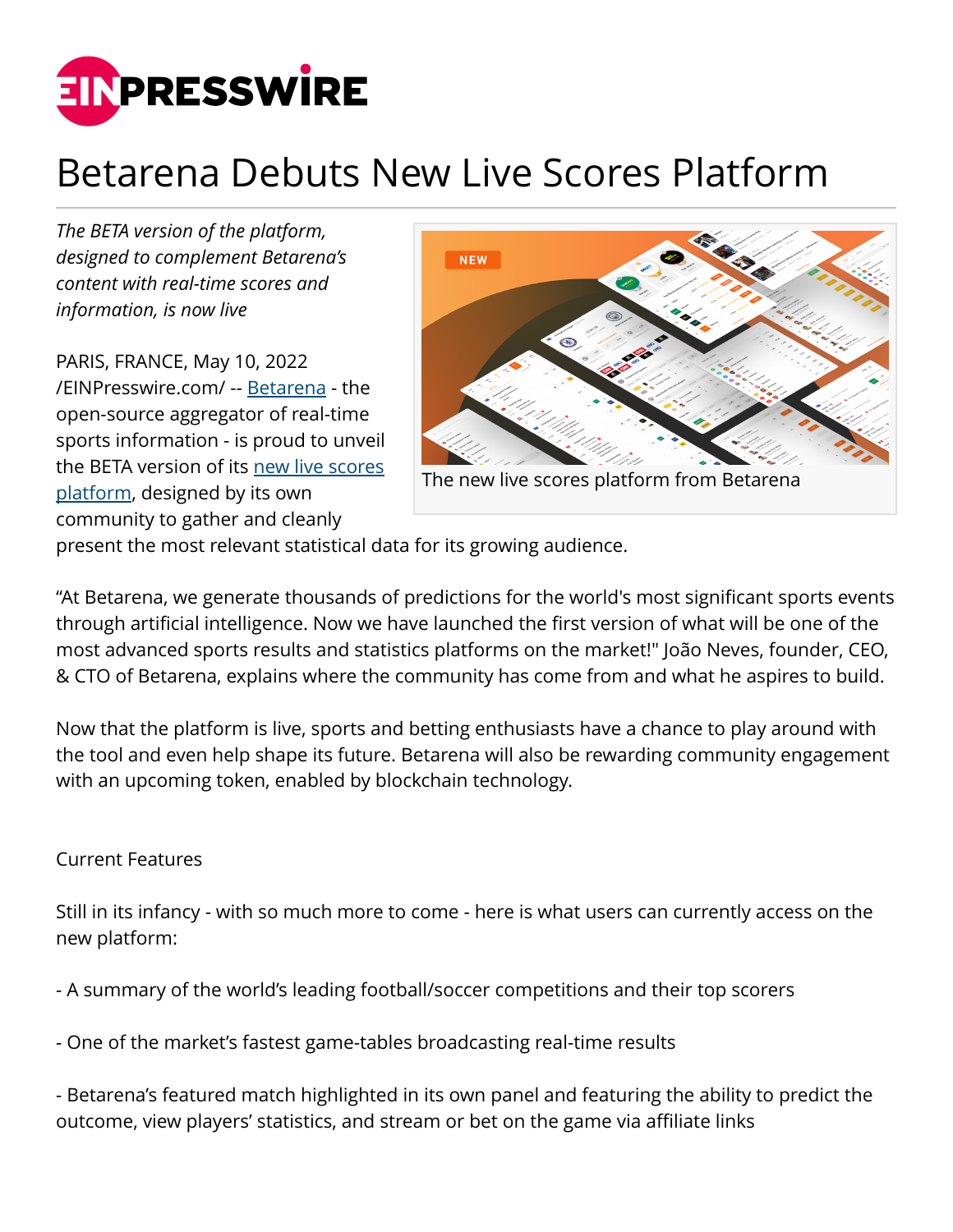# Betarena Debuts New Live Scores Platform

*The BETA version of the platform, designed to complement Betarena's content with real-time scores and information, is now live*

The new live scores platform from Betarena

PARIS, FRANCE, May 10, 2022 /EINPresswire.com/ -- Betarena - the open-source aggregator of real-time sports information - is proud to unveil the BETA version of its new live scores platform, designed by its own community to gather and cleanly present the most relevant statistical data for its growing audience.

"At Betarena, we generate thousands of predictions for the world's most significant sports events through artificial intelligence. Now we have launched the first version of what will be one of the most advanced sports results and statistics platforms on the market!" João Neves, founder, CEO, & CTO of Betarena, explains where the community has come from and what he aspires to build.

Now that the platform is live, sports and betting enthusiasts have a chance to play around with the tool and even help shape its future. Betarena will also be rewarding community engagement with an upcoming token, enabled by blockchain technology.

Current Features

Still in its infancy - with so much more to come - here is what users can currently access on the new platform:

- A summary of the world's leading football/soccer competitions and their top scorers

- One of the market's fastest game-tables broadcasting real-time results

- Betarena's featured match highlighted in its own panel and featuring the ability to predict the outcome, view players' statistics, and stream or bet on the game via affiliate links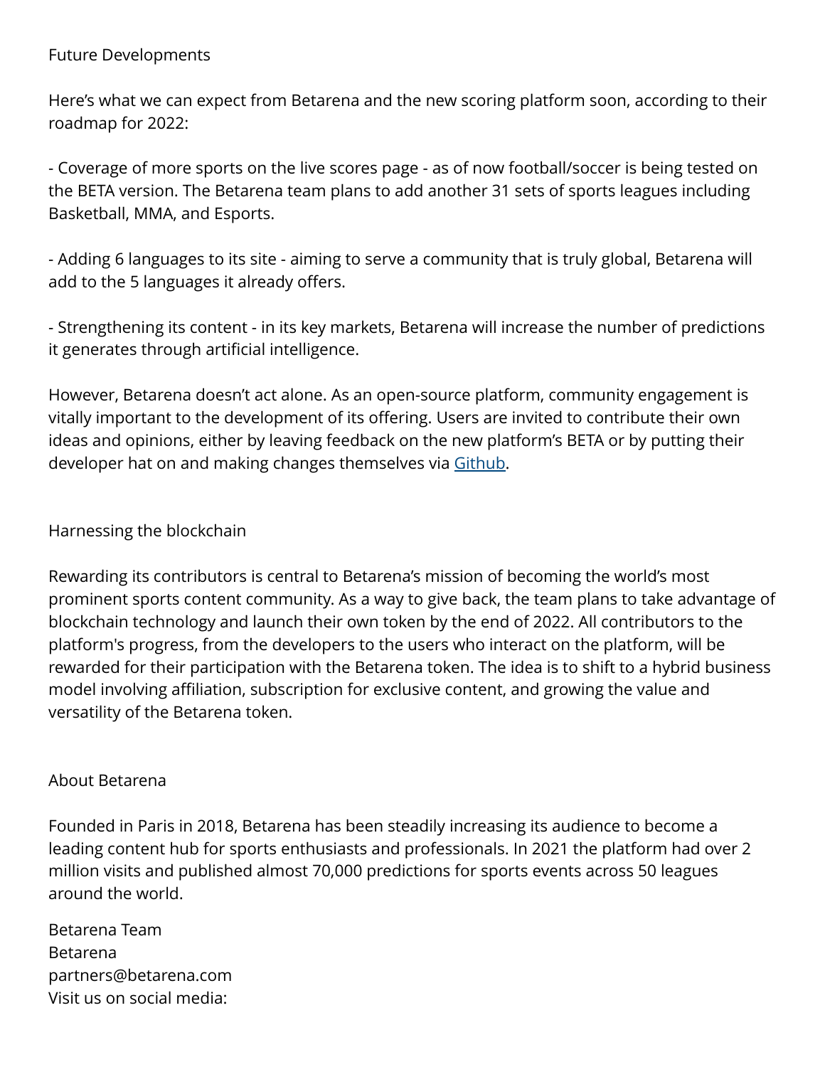## Future Developments

Here’s what we can expect from Betarena and the new scoring platform soon, according to their roadmap for 2022:

- Coverage of more sports on the live scores page - as of now football/soccer is being tested on the BETA version. The Betarena team plans to add another 31 sets of sports leagues including Basketball, MMA, and Esports.

- Adding 6 languages to its site - aiming to serve a community that is truly global, Betarena will add to the 5 languages it already offers.

- Strengthening its content - in its key markets, Betarena will increase the number of predictions it generates through artificial intelligence.

However, Betarena doesn’t act alone. As an open-source platform, community engagement is vitally important to the development of its offering. Users are invited to contribute their own ideas and opinions, either by leaving feedback on the new platform’s BETA or by putting their developer hat on and making changes themselves via Github.

## Harnessing the blockchain

Rewarding its contributors is central to Betarena’s mission of becoming the world’s most prominent sports content community. As a way to give back, the team plans to take advantage of blockchain technology and launch their own token by the end of 2022. All contributors to the platform's progress, from the developers to the users who interact on the platform, will be rewarded for their participation with the Betarena token. The idea is to shift to a hybrid business model involving affiliation, subscription for exclusive content, and growing the value and versatility of the Betarena token.

## About Betarena

Founded in Paris in 2018, Betarena has been steadily increasing its audience to become a leading content hub for sports enthusiasts and professionals. In 2021 the platform had over 2 million visits and published almost 70,000 predictions for sports events across 50 leagues around the world.

Betarena Team  
Betarena  
partners@betarena.com  
Visit us on social media: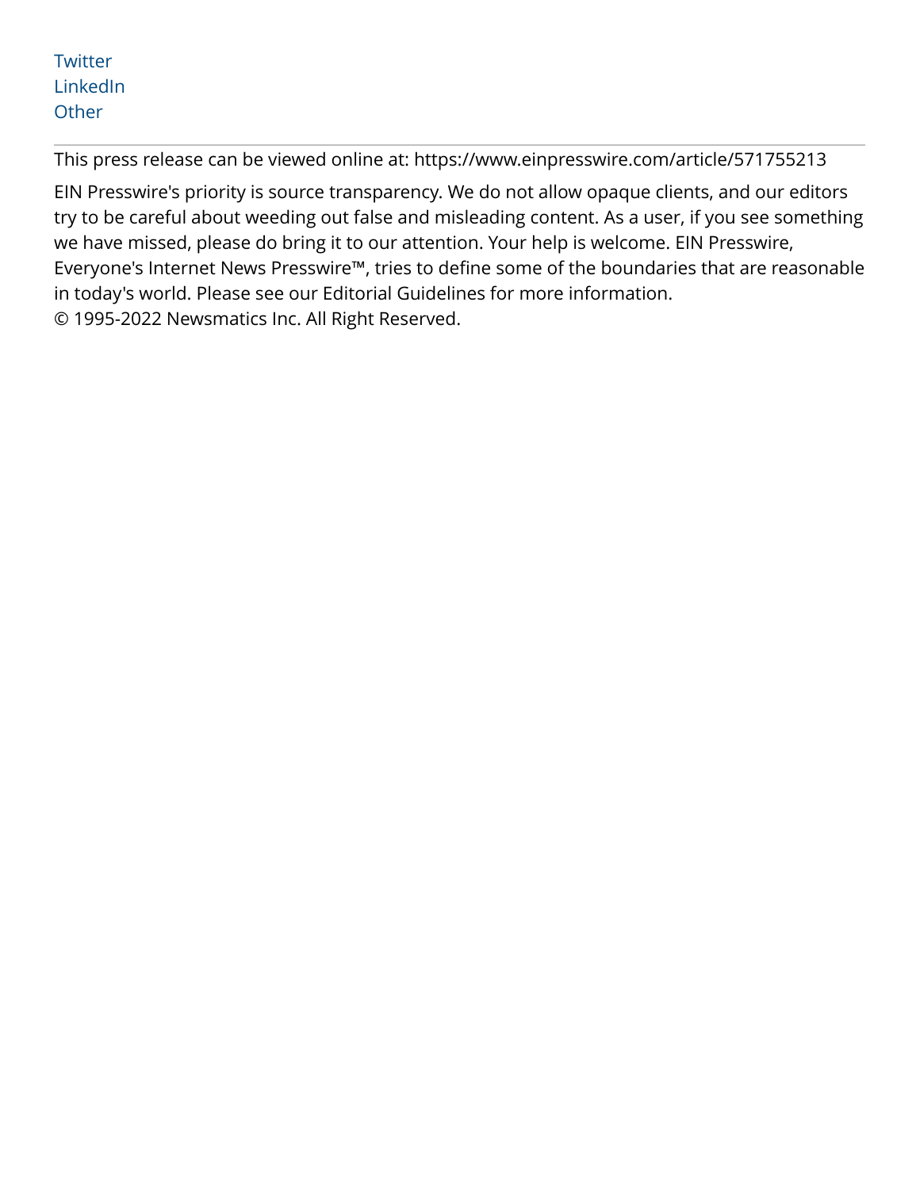Twitter
LinkedIn
Other

---

This press release can be viewed online at: https://www.einpresswire.com/article/571755213

EIN Presswire's priority is source transparency. We do not allow opaque clients, and our editors try to be careful about weeding out false and misleading content. As a user, if you see something we have missed, please do bring it to our attention. Your help is welcome. EIN Presswire, Everyone's Internet News Presswire™, tries to define some of the boundaries that are reasonable in today's world. Please see our Editorial Guidelines for more information.
© 1995-2022 Newsmatics Inc. All Right Reserved.